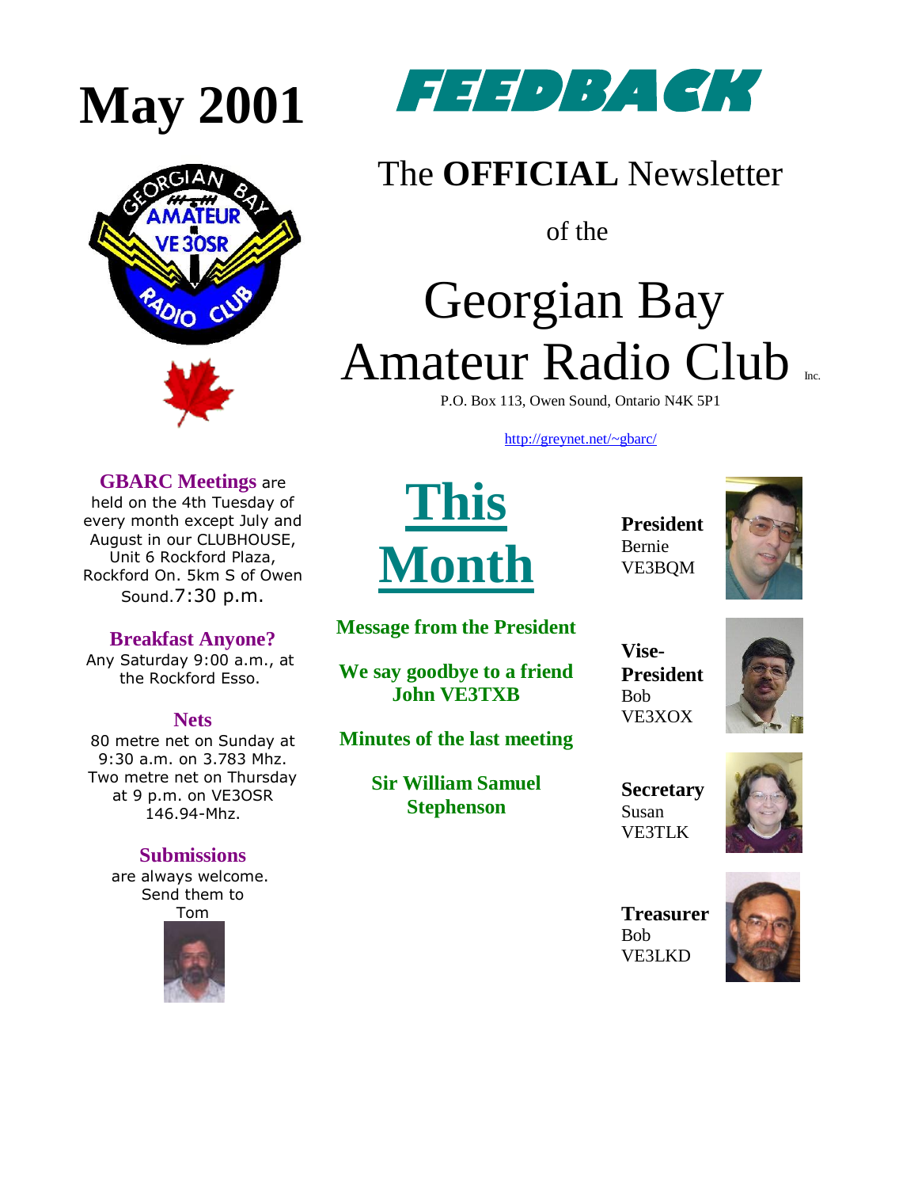# May 2001

# FEEDBACK

The **OFFICIAL** Newsletter

of the

# Georgian Bay Amateur Radio Club Inc.

P.O. Box 113, Owen Sound, Ontario N4K 5P1

http://greynet.net/~gbarc/

**GBARC Meetings** are held on the 4th Tuesday of every month except July and August in our CLUBHOUSE, Unit 6 Rockford Plaza, Rockford On. 5km S of Owen Sound. 7:30 p.m.

**Breakfast Anyone?**
Any Saturday 9:00 a.m., at the Rockford Esso.

**Nets**
80 metre net on Sunday at 9:30 a.m. on 3.783 Mhz. Two metre net on Thursday at 9 p.m. on VE3OSR 146.94-Mhz.

**Submissions**
are always welcome. Send them to Tom

## This Month

**Message from the President**

**We say goodbye to a friend John VE3TXB**

**Minutes of the last meeting**

**Sir William Samuel Stephenson**

**President**
Bernie
VE3BQM

**Vise-President**
Bob
VE3XOX

**Secretary**
Susan
VE3TLK

**Treasurer**
Bob
VE3LKD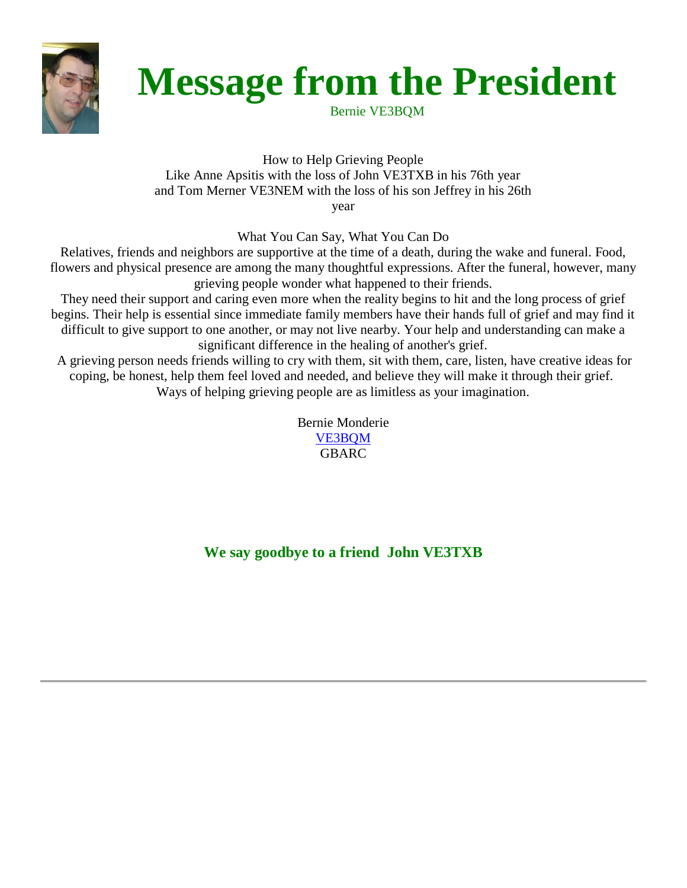# Message from the President

Bernie VE3BQM

How to Help Grieving People
Like Anne Apsitis with the loss of John VE3TXB in his 76th year
and Tom Merner VE3NEM with the loss of his son Jeffrey in his 26th year

What You Can Say, What You Can Do

Relatives, friends and neighbors are supportive at the time of a death, during the wake and funeral. Food, flowers and physical presence are among the many thoughtful expressions. After the funeral, however, many grieving people wonder what happened to their friends.

They need their support and caring even more when the reality begins to hit and the long process of grief begins. Their help is essential since immediate family members have their hands full of grief and may find it difficult to give support to one another, or may not live nearby. Your help and understanding can make a significant difference in the healing of another's grief.

A grieving person needs friends willing to cry with them, sit with them, care, listen, have creative ideas for coping, be honest, help them feel loved and needed, and believe they will make it through their grief. Ways of helping grieving people are as limitless as your imagination.

Bernie Monderie
VE3BQM
GBARC

**We say goodbye to a friend John VE3TXB**

---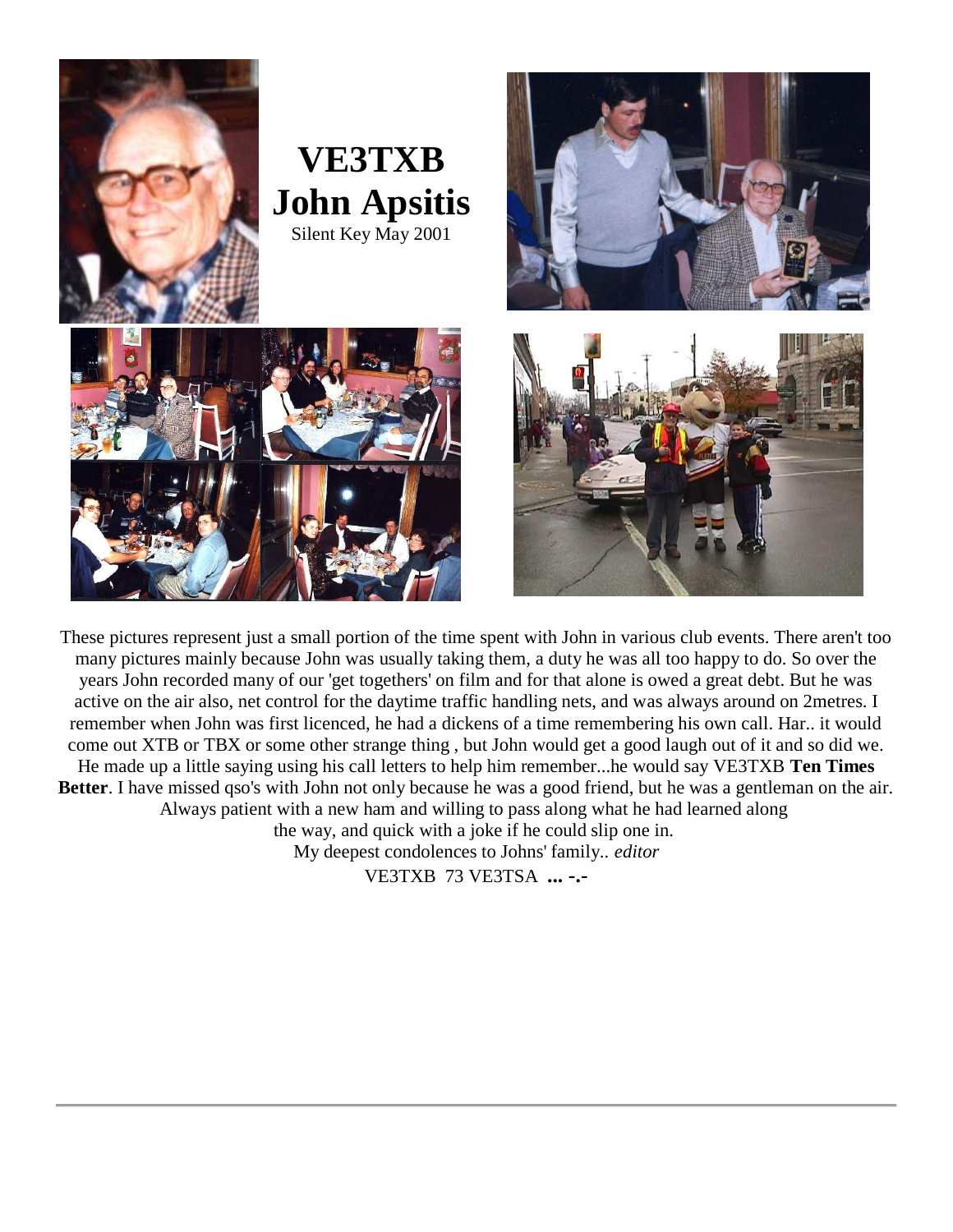# VE3TXB John Apsitis

Silent Key May 2001

These pictures represent just a small portion of the time spent with John in various club events. There aren't too many pictures mainly because John was usually taking them, a duty he was all too happy to do. So over the years John recorded many of our 'get togethers' on film and for that alone is owed a great debt. But he was active on the air also, net control for the daytime traffic handling nets, and was always around on 2metres. I remember when John was first licenced, he had a dickens of a time remembering his own call. Har.. it would come out XTB or TBX or some other strange thing , but John would get a good laugh out of it and so did we. He made up a little saying using his call letters to help him remember...he would say VE3TXB **Ten Times Better**. I have missed qso's with John not only because he was a good friend, but he was a gentleman on the air. Always patient with a new ham and willing to pass along what he had learned along the way, and quick with a joke if he could slip one in.

My deepest condolences to Johns' family.. *editor*

VE3TXB 73 VE3TSA **... -.-**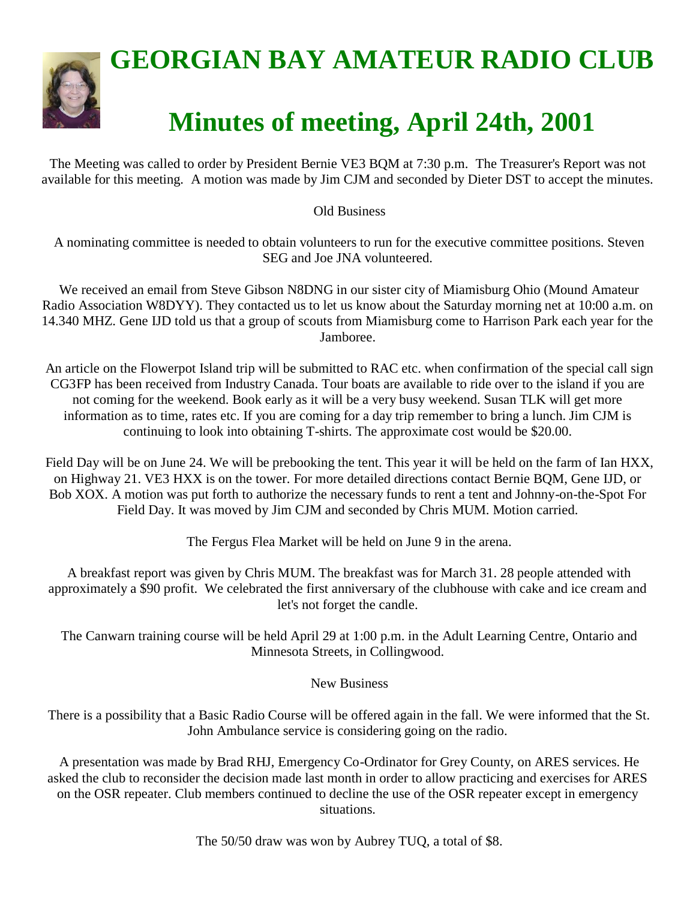# GEORGIAN BAY AMATEUR RADIO CLUB

# Minutes of meeting, April 24th, 2001

The Meeting was called to order by President Bernie VE3 BQM at 7:30 p.m. The Treasurer's Report was not available for this meeting. A motion was made by Jim CJM and seconded by Dieter DST to accept the minutes.

Old Business

A nominating committee is needed to obtain volunteers to run for the executive committee positions. Steven SEG and Joe JNA volunteered.

We received an email from Steve Gibson N8DNG in our sister city of Miamisburg Ohio (Mound Amateur Radio Association W8DYY). They contacted us to let us know about the Saturday morning net at 10:00 a.m. on 14.340 MHZ. Gene IJD told us that a group of scouts from Miamisburg come to Harrison Park each year for the Jamboree.

An article on the Flowerpot Island trip will be submitted to RAC etc. when confirmation of the special call sign CG3FP has been received from Industry Canada. Tour boats are available to ride over to the island if you are not coming for the weekend. Book early as it will be a very busy weekend. Susan TLK will get more information as to time, rates etc. If you are coming for a day trip remember to bring a lunch. Jim CJM is continuing to look into obtaining T-shirts. The approximate cost would be $20.00.

Field Day will be on June 24. We will be prebooking the tent. This year it will be held on the farm of Ian HXX, on Highway 21. VE3 HXX is on the tower. For more detailed directions contact Bernie BQM, Gene IJD, or Bob XOX. A motion was put forth to authorize the necessary funds to rent a tent and Johnny-on-the-Spot For Field Day. It was moved by Jim CJM and seconded by Chris MUM. Motion carried.

The Fergus Flea Market will be held on June 9 in the arena.

A breakfast report was given by Chris MUM. The breakfast was for March 31. 28 people attended with approximately a $90 profit. We celebrated the first anniversary of the clubhouse with cake and ice cream and let's not forget the candle.

The Canwarn training course will be held April 29 at 1:00 p.m. in the Adult Learning Centre, Ontario and Minnesota Streets, in Collingwood.

New Business

There is a possibility that a Basic Radio Course will be offered again in the fall. We were informed that the St. John Ambulance service is considering going on the radio.

A presentation was made by Brad RHJ, Emergency Co-Ordinator for Grey County, on ARES services. He asked the club to reconsider the decision made last month in order to allow practicing and exercises for ARES on the OSR repeater. Club members continued to decline the use of the OSR repeater except in emergency situations.

The 50/50 draw was won by Aubrey TUQ, a total of $8.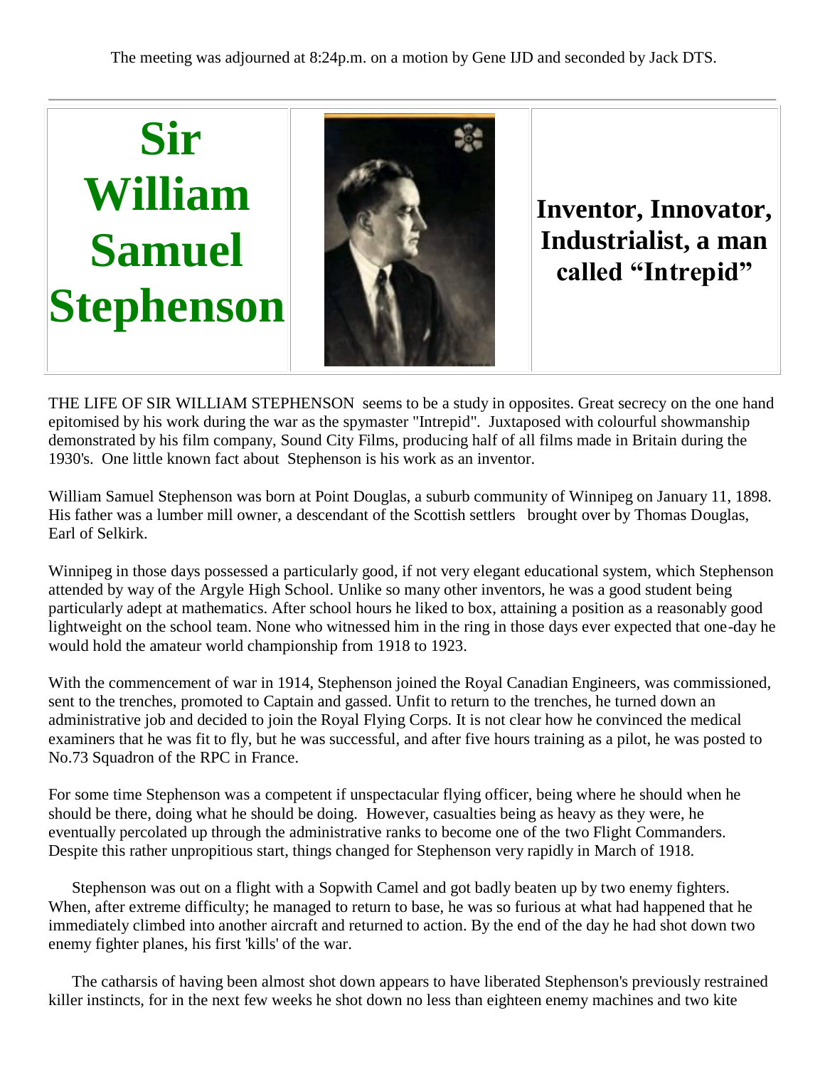The meeting was adjourned at 8:24p.m. on a motion by Gene IJD and seconded by Jack DTS.

---

# Sir William Samuel Stephenson

## Inventor, Innovator, Industrialist, a man called "Intrepid"

THE LIFE OF SIR WILLIAM STEPHENSON seems to be a study in opposites. Great secrecy on the one hand epitomised by his work during the war as the spymaster "Intrepid". Juxtaposed with colourful showmanship demonstrated by his film company, Sound City Films, producing half of all films made in Britain during the 1930's. One little known fact about Stephenson is his work as an inventor.

William Samuel Stephenson was born at Point Douglas, a suburb community of Winnipeg on January 11, 1898. His father was a lumber mill owner, a descendant of the Scottish settlers brought over by Thomas Douglas, Earl of Selkirk.

Winnipeg in those days possessed a particularly good, if not very elegant educational system, which Stephenson attended by way of the Argyle High School. Unlike so many other inventors, he was a good student being particularly adept at mathematics. After school hours he liked to box, attaining a position as a reasonably good lightweight on the school team. None who witnessed him in the ring in those days ever expected that one-day he would hold the amateur world championship from 1918 to 1923.

With the commencement of war in 1914, Stephenson joined the Royal Canadian Engineers, was commissioned, sent to the trenches, promoted to Captain and gassed. Unfit to return to the trenches, he turned down an administrative job and decided to join the Royal Flying Corps. It is not clear how he convinced the medical examiners that he was fit to fly, but he was successful, and after five hours training as a pilot, he was posted to No.73 Squadron of the RPC in France.

For some time Stephenson was a competent if unspectacular flying officer, being where he should when he should be there, doing what he should be doing. However, casualties being as heavy as they were, he eventually percolated up through the administrative ranks to become one of the two Flight Commanders. Despite this rather unpropitious start, things changed for Stephenson very rapidly in March of 1918.

Stephenson was out on a flight with a Sopwith Camel and got badly beaten up by two enemy fighters. When, after extreme difficulty; he managed to return to base, he was so furious at what had happened that he immediately climbed into another aircraft and returned to action. By the end of the day he had shot down two enemy fighter planes, his first 'kills' of the war.

The catharsis of having been almost shot down appears to have liberated Stephenson's previously restrained killer instincts, for in the next few weeks he shot down no less than eighteen enemy machines and two kite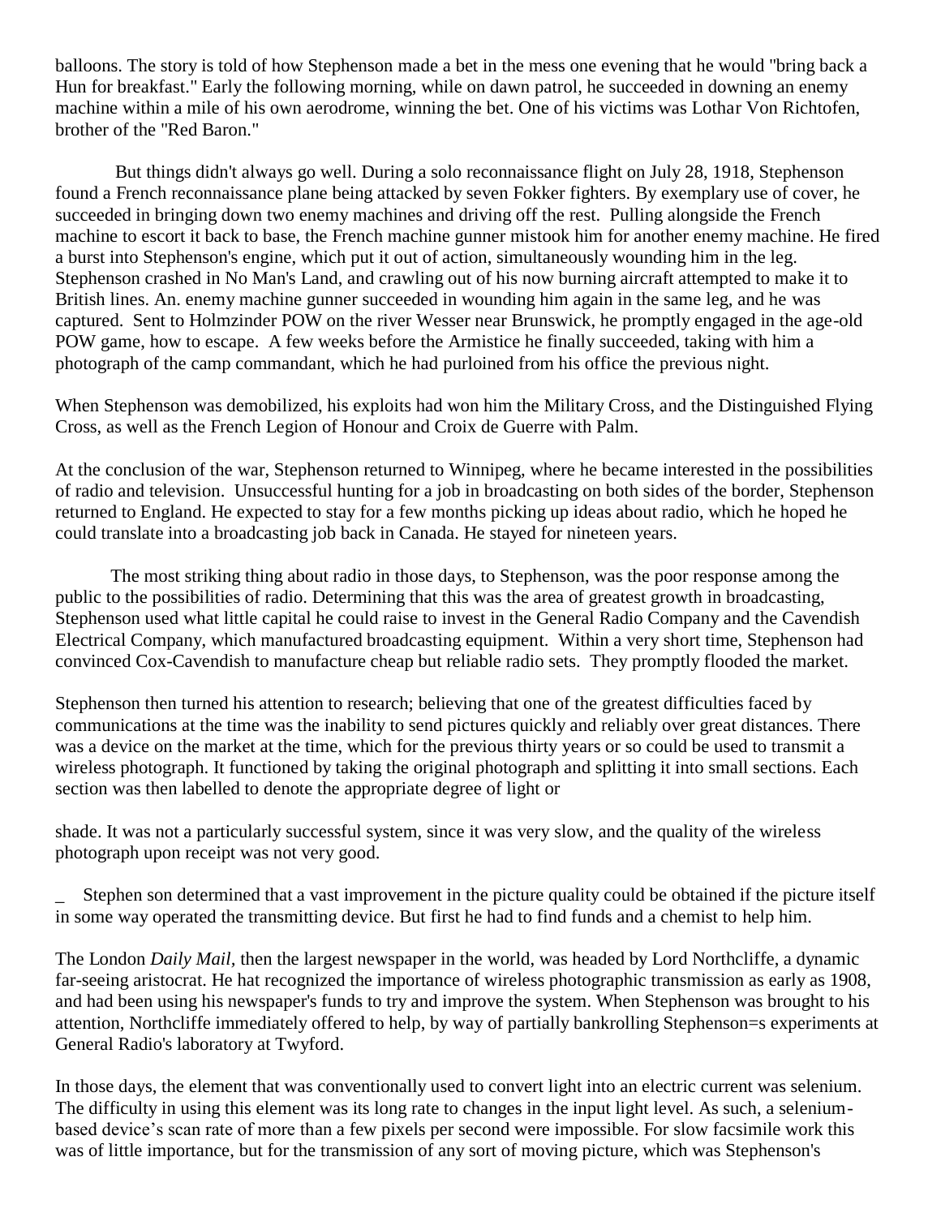balloons. The story is told of how Stephenson made a bet in the mess one evening that he would "bring back a Hun for breakfast." Early the following morning, while on dawn patrol, he succeeded in downing an enemy machine within a mile of his own aerodrome, winning the bet. One of his victims was Lothar Von Richtofen, brother of the "Red Baron."

But things didn't always go well. During a solo reconnaissance flight on July 28, 1918, Stephenson found a French reconnaissance plane being attacked by seven Fokker fighters. By exemplary use of cover, he succeeded in bringing down two enemy machines and driving off the rest. Pulling alongside the French machine to escort it back to base, the French machine gunner mistook him for another enemy machine. He fired a burst into Stephenson's engine, which put it out of action, simultaneously wounding him in the leg. Stephenson crashed in No Man's Land, and crawling out of his now burning aircraft attempted to make it to British lines. An. enemy machine gunner succeeded in wounding him again in the same leg, and he was captured. Sent to Holmzinder POW on the river Wesser near Brunswick, he promptly engaged in the age-old POW game, how to escape. A few weeks before the Armistice he finally succeeded, taking with him a photograph of the camp commandant, which he had purloined from his office the previous night.

When Stephenson was demobilized, his exploits had won him the Military Cross, and the Distinguished Flying Cross, as well as the French Legion of Honour and Croix de Guerre with Palm.

At the conclusion of the war, Stephenson returned to Winnipeg, where he became interested in the possibilities of radio and television. Unsuccessful hunting for a job in broadcasting on both sides of the border, Stephenson returned to England. He expected to stay for a few months picking up ideas about radio, which he hoped he could translate into a broadcasting job back in Canada. He stayed for nineteen years.

The most striking thing about radio in those days, to Stephenson, was the poor response among the public to the possibilities of radio. Determining that this was the area of greatest growth in broadcasting, Stephenson used what little capital he could raise to invest in the General Radio Company and the Cavendish Electrical Company, which manufactured broadcasting equipment. Within a very short time, Stephenson had convinced Cox-Cavendish to manufacture cheap but reliable radio sets. They promptly flooded the market.

Stephenson then turned his attention to research; believing that one of the greatest difficulties faced by communications at the time was the inability to send pictures quickly and reliably over great distances. There was a device on the market at the time, which for the previous thirty years or so could be used to transmit a wireless photograph. It functioned by taking the original photograph and splitting it into small sections. Each section was then labelled to denote the appropriate degree of light or shade. It was not a particularly successful system, since it was very slow, and the quality of the wireless photograph upon receipt was not very good.

_ Stephen son determined that a vast improvement in the picture quality could be obtained if the picture itself in some way operated the transmitting device. But first he had to find funds and a chemist to help him.

The London *Daily Mail,* then the largest newspaper in the world, was headed by Lord Northcliffe, a dynamic far-seeing aristocrat. He hat recognized the importance of wireless photographic transmission as early as 1908, and had been using his newspaper's funds to try and improve the system. When Stephenson was brought to his attention, Northcliffe immediately offered to help, by way of partially bankrolling Stephenson=s experiments at General Radio's laboratory at Twyford.

In those days, the element that was conventionally used to convert light into an electric current was selenium. The difficulty in using this element was its long rate to changes in the input light level. As such, a selenium-based device's scan rate of more than a few pixels per second were impossible. For slow facsimile work this was of little importance, but for the transmission of any sort of moving picture, which was Stephenson's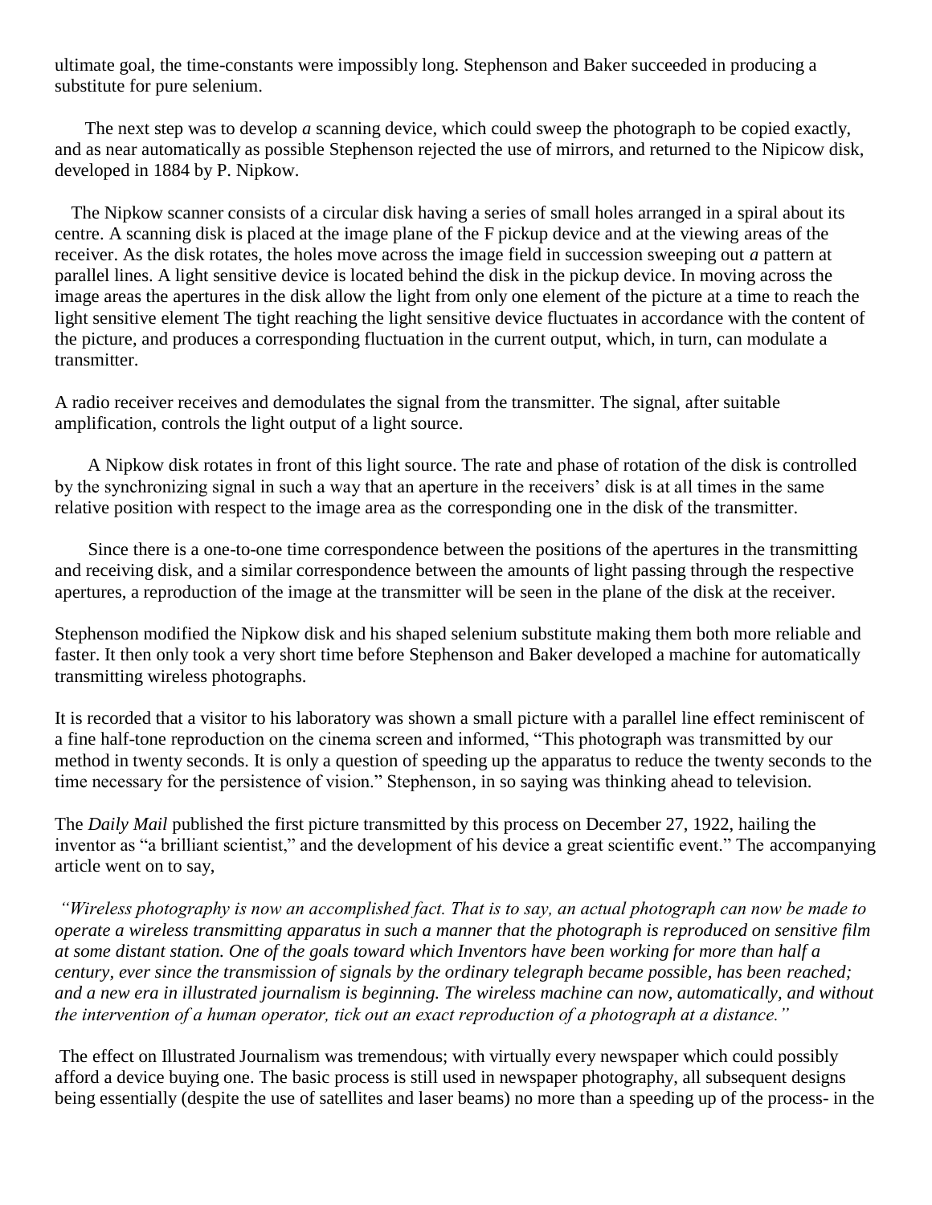ultimate goal, the time-constants were impossibly long. Stephenson and Baker succeeded in producing a substitute for pure selenium.

The next step was to develop *a* scanning device, which could sweep the photograph to be copied exactly, and as near automatically as possible Stephenson rejected the use of mirrors, and returned to the Nipicow disk, developed in 1884 by P. Nipkow.

The Nipkow scanner consists of a circular disk having a series of small holes arranged in a spiral about its centre. A scanning disk is placed at the image plane of the F pickup device and at the viewing areas of the receiver. As the disk rotates, the holes move across the image field in succession sweeping out *a* pattern at parallel lines. A light sensitive device is located behind the disk in the pickup device. In moving across the image areas the apertures in the disk allow the light from only one element of the picture at a time to reach the light sensitive element The tight reaching the light sensitive device fluctuates in accordance with the content of the picture, and produces a corresponding fluctuation in the current output, which, in turn, can modulate a transmitter.

A radio receiver receives and demodulates the signal from the transmitter. The signal, after suitable amplification, controls the light output of a light source.

A Nipkow disk rotates in front of this light source. The rate and phase of rotation of the disk is controlled by the synchronizing signal in such a way that an aperture in the receivers' disk is at all times in the same relative position with respect to the image area as the corresponding one in the disk of the transmitter.

Since there is a one-to-one time correspondence between the positions of the apertures in the transmitting and receiving disk, and a similar correspondence between the amounts of light passing through the respective apertures, a reproduction of the image at the transmitter will be seen in the plane of the disk at the receiver.

Stephenson modified the Nipkow disk and his shaped selenium substitute making them both more reliable and faster. It then only took a very short time before Stephenson and Baker developed a machine for automatically transmitting wireless photographs.

It is recorded that a visitor to his laboratory was shown a small picture with a parallel line effect reminiscent of a fine half-tone reproduction on the cinema screen and informed, "This photograph was transmitted by our method in twenty seconds. It is only a question of speeding up the apparatus to reduce the twenty seconds to the time necessary for the persistence of vision." Stephenson, in so saying was thinking ahead to television.

The *Daily Mail* published the first picture transmitted by this process on December 27, 1922, hailing the inventor as "a brilliant scientist," and the development of his device a great scientific event." The accompanying article went on to say,

*"Wireless photography is now an accomplished fact. That is to say, an actual photograph can now be made to operate a wireless transmitting apparatus in such a manner that the photograph is reproduced on sensitive film at some distant station. One of the goals toward which Inventors have been working for more than half a century, ever since the transmission of signals by the ordinary telegraph became possible, has been reached; and a new era in illustrated journalism is beginning. The wireless machine can now, automatically, and without the intervention of a human operator, tick out an exact reproduction of a photograph at a distance."*

The effect on Illustrated Journalism was tremendous; with virtually every newspaper which could possibly afford a device buying one. The basic process is still used in newspaper photography, all subsequent designs being essentially (despite the use of satellites and laser beams) no more than a speeding up of the process- in the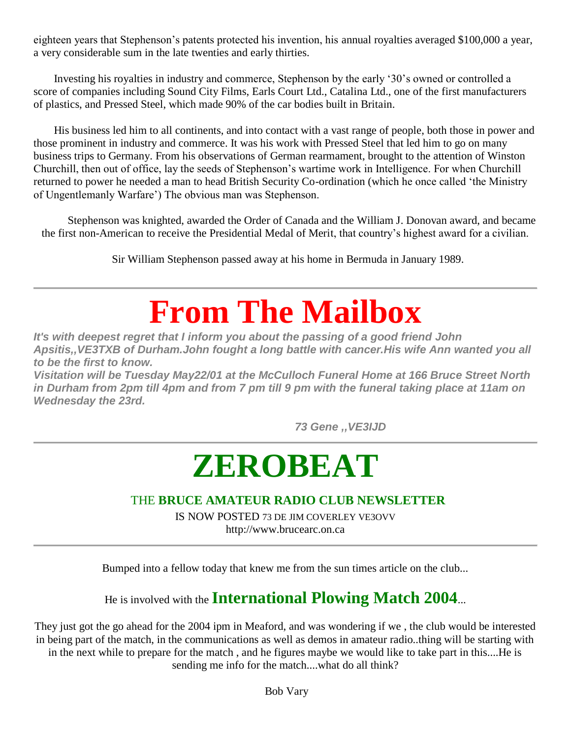eighteen years that Stephenson's patents protected his invention, his annual royalties averaged $100,000 a year, a very considerable sum in the late twenties and early thirties.

Investing his royalties in industry and commerce, Stephenson by the early '30's owned or controlled a score of companies including Sound City Films, Earls Court Ltd., Catalina Ltd., one of the first manufacturers of plastics, and Pressed Steel, which made 90% of the car bodies built in Britain.

His business led him to all continents, and into contact with a vast range of people, both those in power and those prominent in industry and commerce. It was his work with Pressed Steel that led him to go on many business trips to Germany. From his observations of German rearmament, brought to the attention of Winston Churchill, then out of office, lay the seeds of Stephenson's wartime work in Intelligence. For when Churchill returned to power he needed a man to head British Security Co-ordination (which he once called 'the Ministry of Ungentlemanly Warfare') The obvious man was Stephenson.

Stephenson was knighted, awarded the Order of Canada and the William J. Donovan award, and became the first non-American to receive the Presidential Medal of Merit, that country's highest award for a civilian.

Sir William Stephenson passed away at his home in Bermuda in January 1989.

---

# From The Mailbox

***It's with deepest regret that I inform you about the passing of a good friend John Apsitis,,VE3TXB of Durham.John fought a long battle with cancer.His wife Ann wanted you all to be the first to know.***
***Visitation will be Tuesday May22/01 at the McCulloch Funeral Home at 166 Bruce Street North in Durham from 2pm till 4pm and from 7 pm till 9 pm with the funeral taking place at 11am on Wednesday the 23rd.***

***73 Gene ,,VE3IJD***

---

# ZEROBEAT

## THE **BRUCE AMATEUR RADIO CLUB NEWSLETTER**

IS NOW POSTED 73 DE JIM COVERLEY VE3OVV
http://www.brucearc.on.ca

---

Bumped into a fellow today that knew me from the sun times article on the club...

He is involved with the **International Plowing Match 2004**...

They just got the go ahead for the 2004 ipm in Meaford, and was wondering if we , the club would be interested in being part of the match, in the communications as well as demos in amateur radio..thing will be starting with in the next while to prepare for the match , and he figures maybe we would like to take part in this....He is sending me info for the match....what do all think?

Bob Vary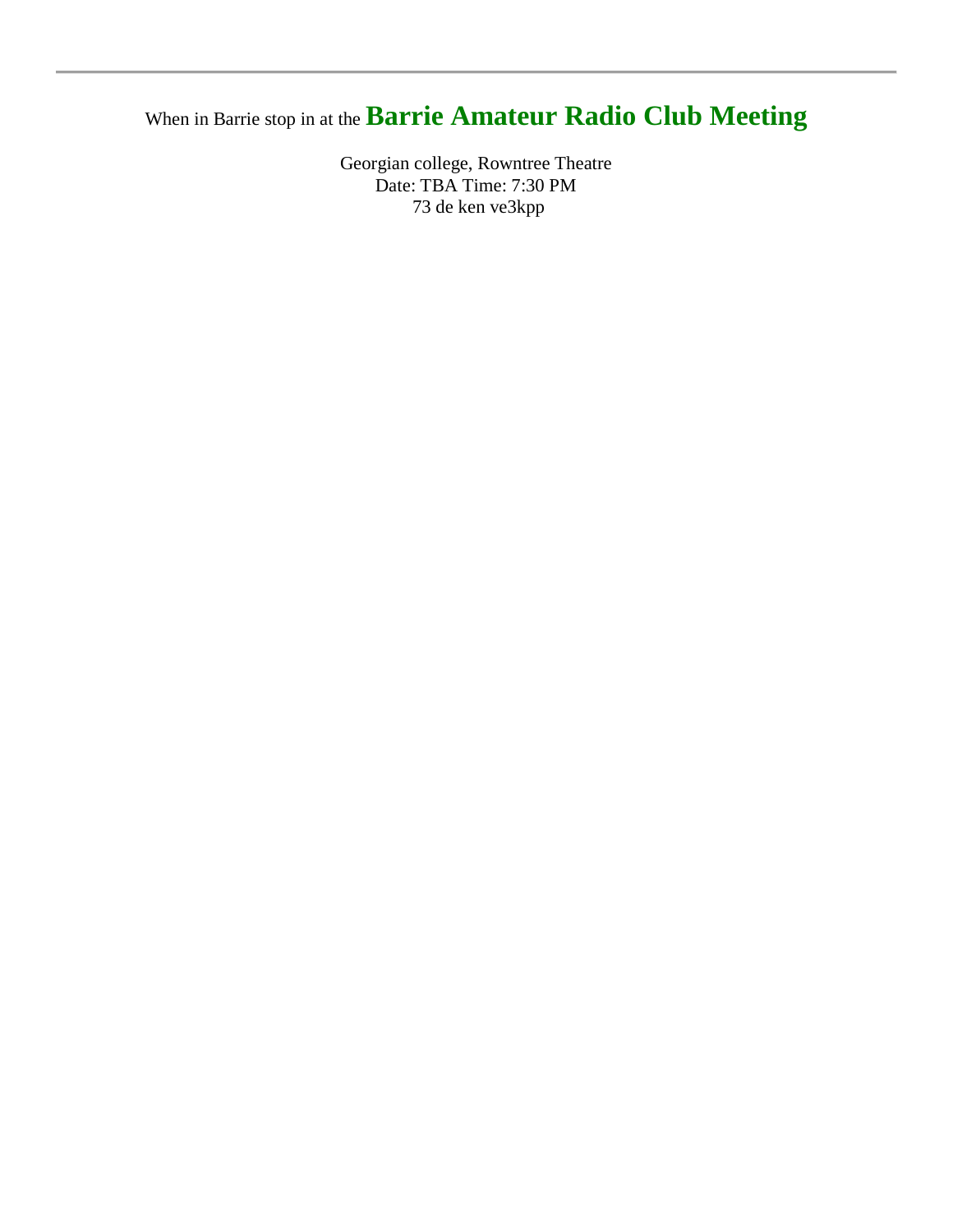---

When in Barrie stop in at the **Barrie Amateur Radio Club Meeting**

Georgian college, Rowntree Theatre
Date: TBA Time: 7:30 PM
73 de ken ve3kpp